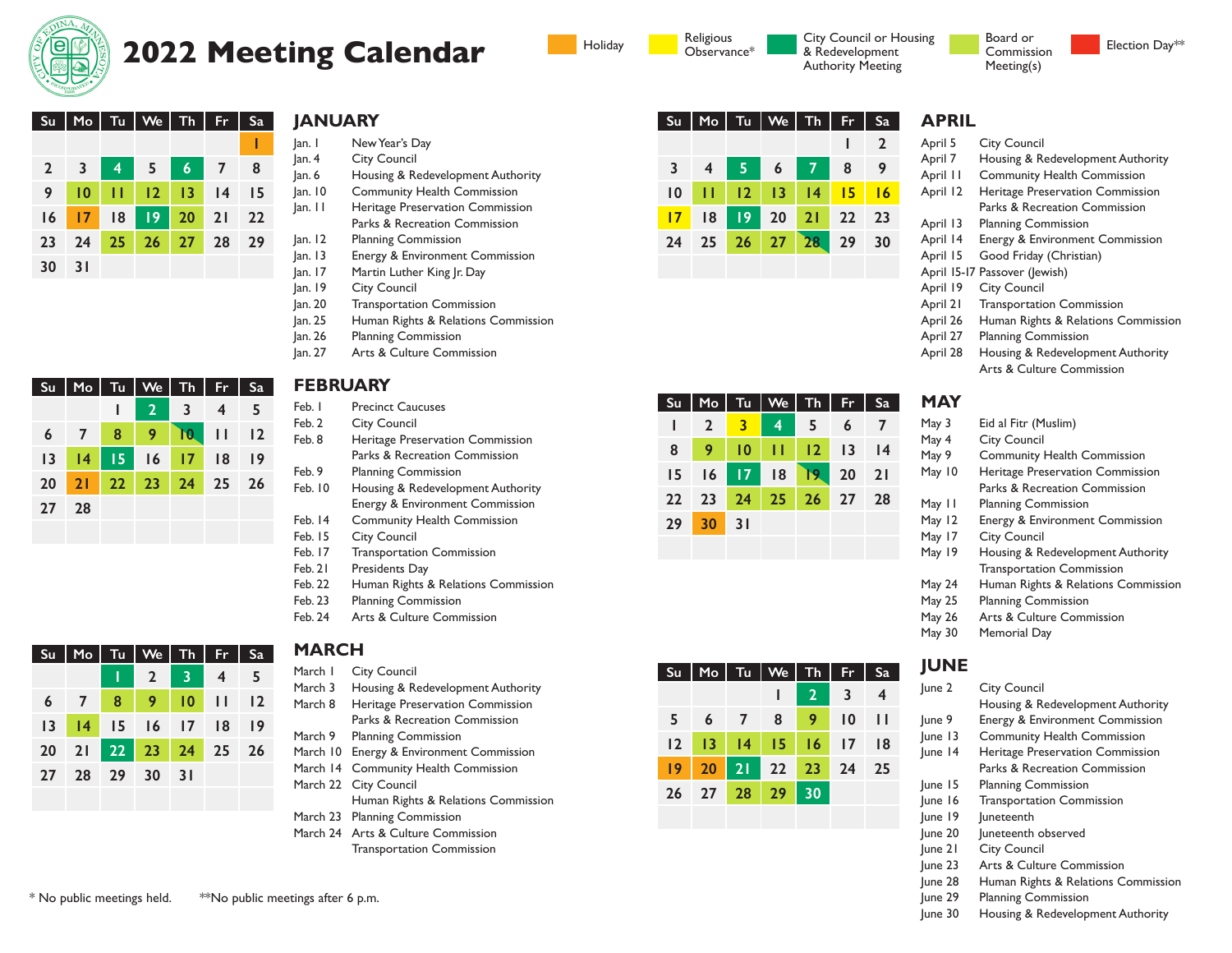# 2022 Meeting Calendar

Legend: Holiday | Religious Observance* | City Council or Housing & Redevelopment Authority Meeting | Board or Commission Meeting(s) | Election Day**

## JANUARY

| Su | Mo | Tu | We | Th | Fr | Sa |
|---|---|---|---|---|---|---|
| | | | | | | 1 |
| 2 | 3 | 4 | 5 | 6 | 7 | 8 |
| 9 | 10 | 11 | 12 | 13 | 14 | 15 |
| 16 | 17 | 18 | 19 | 20 | 21 | 22 |
| 23 | 24 | 25 | 26 | 27 | 28 | 29 |
| 30 | 31 | | | | | |

Jan. 1 New Year's Day
Jan. 4 City Council
Jan. 6 Housing & Redevelopment Authority
Jan. 10 Community Health Commission
Jan. 11 Heritage Preservation Commission
Parks & Recreation Commission
Jan. 12 Planning Commission
Jan. 13 Energy & Environment Commission
Jan. 17 Martin Luther King Jr. Day
Jan. 19 City Council
Jan. 20 Transportation Commission
Jan. 25 Human Rights & Relations Commission
Jan. 26 Planning Commission
Jan. 27 Arts & Culture Commission

## FEBRUARY

| Su | Mo | Tu | We | Th | Fr | Sa |
|---|---|---|---|---|---|---|
| | | 1 | 2 | 3 | 4 | 5 |
| 6 | 7 | 8 | 9 | 10 | 11 | 12 |
| 13 | 14 | 15 | 16 | 17 | 18 | 19 |
| 20 | 21 | 22 | 23 | 24 | 25 | 26 |
| 27 | 28 | | | | | |

Feb. 1 Precinct Caucuses
Feb. 2 City Council
Feb. 8 Heritage Preservation Commission
Parks & Recreation Commission
Feb. 9 Planning Commission
Feb. 10 Housing & Redevelopment Authority
Energy & Environment Commission
Feb. 14 Community Health Commission
Feb. 15 City Council
Feb. 17 Transportation Commission
Feb. 21 Presidents Day
Feb. 22 Human Rights & Relations Commission
Feb. 23 Planning Commission
Feb. 24 Arts & Culture Commission

## MARCH

| Su | Mo | Tu | We | Th | Fr | Sa |
|---|---|---|---|---|---|---|
| | | 1 | 2 | 3 | 4 | 5 |
| 6 | 7 | 8 | 9 | 10 | 11 | 12 |
| 13 | 14 | 15 | 16 | 17 | 18 | 19 |
| 20 | 21 | 22 | 23 | 24 | 25 | 26 |
| 27 | 28 | 29 | 30 | 31 | | |

March 1 City Council
March 3 Housing & Redevelopment Authority
March 8 Heritage Preservation Commission
Parks & Recreation Commission
March 9 Planning Commission
March 10 Energy & Environment Commission
March 14 Community Health Commission
March 22 City Council
Human Rights & Relations Commission
March 23 Planning Commission
March 24 Arts & Culture Commission
Transportation Commission

## APRIL

| Su | Mo | Tu | We | Th | Fr | Sa |
|---|---|---|---|---|---|---|
| | | | | | 1 | 2 |
| 3 | 4 | 5 | 6 | 7 | 8 | 9 |
| 10 | 11 | 12 | 13 | 14 | 15 | 16 |
| 17 | 18 | 19 | 20 | 21 | 22 | 23 |
| 24 | 25 | 26 | 27 | 28 | 29 | 30 |

April 5 City Council
April 7 Housing & Redevelopment Authority
April 11 Community Health Commission
April 12 Heritage Preservation Commission
Parks & Recreation Commission
April 13 Planning Commission
April 14 Energy & Environment Commission
April 15 Good Friday (Christian)
April 15-17 Passover (Jewish)
April 19 City Council
April 21 Transportation Commission
April 26 Human Rights & Relations Commission
April 27 Planning Commission
April 28 Housing & Redevelopment Authority
Arts & Culture Commission

## MAY

| Su | Mo | Tu | We | Th | Fr | Sa |
|---|---|---|---|---|---|---|
| 1 | 2 | 3 | 4 | 5 | 6 | 7 |
| 8 | 9 | 10 | 11 | 12 | 13 | 14 |
| 15 | 16 | 17 | 18 | 19 | 20 | 21 |
| 22 | 23 | 24 | 25 | 26 | 27 | 28 |
| 29 | 30 | 31 | | | | |

May 3 Eid al Fitr (Muslim)
May 4 City Council
May 9 Community Health Commission
May 10 Heritage Preservation Commission
Parks & Recreation Commission
May 11 Planning Commission
May 12 Energy & Environment Commission
May 17 City Council
May 19 Housing & Redevelopment Authority
Transportation Commission
May 24 Human Rights & Relations Commission
May 25 Planning Commission
May 26 Arts & Culture Commission
May 30 Memorial Day

## JUNE

| Su | Mo | Tu | We | Th | Fr | Sa |
|---|---|---|---|---|---|---|
| | | | 1 | 2 | 3 | 4 |
| 5 | 6 | 7 | 8 | 9 | 10 | 11 |
| 12 | 13 | 14 | 15 | 16 | 17 | 18 |
| 19 | 20 | 21 | 22 | 23 | 24 | 25 |
| 26 | 27 | 28 | 29 | 30 | | |

June 2 City Council
Housing & Redevelopment Authority
June 9 Energy & Environment Commission
June 13 Community Health Commission
June 14 Heritage Preservation Commission
Parks & Recreation Commission
June 15 Planning Commission
June 16 Transportation Commission
June 19 Juneteenth
June 20 Juneteenth observed
June 21 City Council
June 23 Arts & Culture Commission
June 28 Human Rights & Relations Commission
June 29 Planning Commission
June 30 Housing & Redevelopment Authority

\* No public meetings held. ** No public meetings after 6 p.m.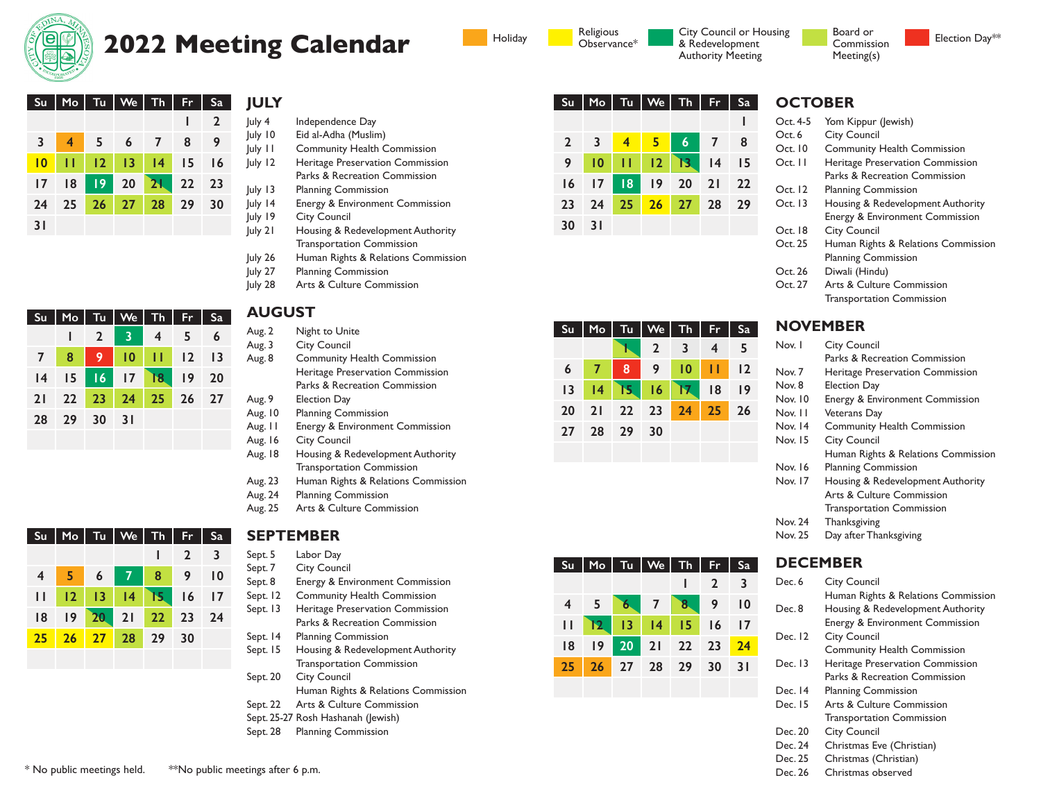# 2022 Meeting Calendar

Legend: Holiday | Religious Observance* | City Council or Housing & Redevelopment Authority Meeting | Board or Commission Meeting(s) | Election Day**

## JULY

| Su | Mo | Tu | We | Th | Fr | Sa |
|---|---|---|---|---|---|---|
| | | | | | 1 | 2 |
| 3 | 4 | 5 | 6 | 7 | 8 | 9 |
| 10 | 11 | 12 | 13 | 14 | 15 | 16 |
| 17 | 18 | 19 | 20 | 21 | 22 | 23 |
| 24 | 25 | 26 | 27 | 28 | 29 | 30 |
| 31 | | | | | | |

| | |
|---|---|
| July 4 | Independence Day |
| July 10 | Eid al-Adha (Muslim) |
| July 11 | Community Health Commission |
| July 12 | Heritage Preservation Commission<br>Parks & Recreation Commission |
| July 13 | Planning Commission |
| July 14 | Energy & Environment Commission |
| July 19 | City Council |
| July 21 | Housing & Redevelopment Authority<br>Transportation Commission |
| July 26 | Human Rights & Relations Commission |
| July 27 | Planning Commission |
| July 28 | Arts & Culture Commission |

## AUGUST

| Su | Mo | Tu | We | Th | Fr | Sa |
|---|---|---|---|---|---|---|
| | 1 | 2 | 3 | 4 | 5 | 6 |
| 7 | 8 | 9 | 10 | 11 | 12 | 13 |
| 14 | 15 | 16 | 17 | 18 | 19 | 20 |
| 21 | 22 | 23 | 24 | 25 | 26 | 27 |
| 28 | 29 | 30 | 31 | | | |

| | |
|---|---|
| Aug. 2 | Night to Unite |
| Aug. 3 | City Council |
| Aug. 8 | Community Health Commission<br>Heritage Preservation Commission<br>Parks & Recreation Commission |
| Aug. 9 | Election Day |
| Aug. 10 | Planning Commission |
| Aug. 11 | Energy & Environment Commission |
| Aug. 16 | City Council |
| Aug. 18 | Housing & Redevelopment Authority<br>Transportation Commission |
| Aug. 23 | Human Rights & Relations Commission |
| Aug. 24 | Planning Commission |
| Aug. 25 | Arts & Culture Commission |

## SEPTEMBER

| Su | Mo | Tu | We | Th | Fr | Sa |
|---|---|---|---|---|---|---|
| | | | | 1 | 2 | 3 |
| 4 | 5 | 6 | 7 | 8 | 9 | 10 |
| 11 | 12 | 13 | 14 | 15 | 16 | 17 |
| 18 | 19 | 20 | 21 | 22 | 23 | 24 |
| 25 | 26 | 27 | 28 | 29 | 30 | |

| | |
|---|---|
| Sept. 5 | Labor Day |
| Sept. 7 | City Council |
| Sept. 8 | Energy & Environment Commission |
| Sept. 12 | Community Health Commission |
| Sept. 13 | Heritage Preservation Commission<br>Parks & Recreation Commission |
| Sept. 14 | Planning Commission |
| Sept. 15 | Housing & Redevelopment Authority<br>Transportation Commission |
| Sept. 20 | City Council<br>Human Rights & Relations Commission |
| Sept. 22 | Arts & Culture Commission |
| Sept. 25-27 | Rosh Hashanah (Jewish) |
| Sept. 28 | Planning Commission |

## OCTOBER

| Su | Mo | Tu | We | Th | Fr | Sa |
|---|---|---|---|---|---|---|
| | | | | | | 1 |
| 2 | 3 | 4 | 5 | 6 | 7 | 8 |
| 9 | 10 | 11 | 12 | 13 | 14 | 15 |
| 16 | 17 | 18 | 19 | 20 | 21 | 22 |
| 23 | 24 | 25 | 26 | 27 | 28 | 29 |
| 30 | 31 | | | | | |

| | |
|---|---|
| Oct. 4-5 | Yom Kippur (Jewish) |
| Oct. 6 | City Council |
| Oct. 10 | Community Health Commission |
| Oct. 11 | Heritage Preservation Commission<br>Parks & Recreation Commission |
| Oct. 12 | Planning Commission |
| Oct. 13 | Housing & Redevelopment Authority<br>Energy & Environment Commission |
| Oct. 18 | City Council |
| Oct. 25 | Human Rights & Relations Commission<br>Planning Commission |
| Oct. 26 | Diwali (Hindu) |
| Oct. 27 | Arts & Culture Commission<br>Transportation Commission |

## NOVEMBER

| Su | Mo | Tu | We | Th | Fr | Sa |
|---|---|---|---|---|---|---|
| | | 1 | 2 | 3 | 4 | 5 |
| 6 | 7 | 8 | 9 | 10 | 11 | 12 |
| 13 | 14 | 15 | 16 | 17 | 18 | 19 |
| 20 | 21 | 22 | 23 | 24 | 25 | 26 |
| 27 | 28 | 29 | 30 | | | |

| | |
|---|---|
| Nov. 1 | City Council<br>Parks & Recreation Commission |
| Nov. 7 | Heritage Preservation Commission |
| Nov. 8 | Election Day |
| Nov. 10 | Energy & Environment Commission |
| Nov. 11 | Veterans Day |
| Nov. 14 | Community Health Commission |
| Nov. 15 | City Council<br>Human Rights & Relations Commission |
| Nov. 16 | Planning Commission |
| Nov. 17 | Housing & Redevelopment Authority<br>Arts & Culture Commission<br>Transportation Commission |
| Nov. 24 | Thanksgiving |
| Nov. 25 | Day after Thanksgiving |

## DECEMBER

| Su | Mo | Tu | We | Th | Fr | Sa |
|---|---|---|---|---|---|---|
| | | | | 1 | 2 | 3 |
| 4 | 5 | 6 | 7 | 8 | 9 | 10 |
| 11 | 12 | 13 | 14 | 15 | 16 | 17 |
| 18 | 19 | 20 | 21 | 22 | 23 | 24 |
| 25 | 26 | 27 | 28 | 29 | 30 | 31 |

| | |
|---|---|
| Dec. 6 | City Council<br>Human Rights & Relations Commission |
| Dec. 8 | Housing & Redevelopment Authority<br>Energy & Environment Commission |
| Dec. 12 | City Council<br>Community Health Commission |
| Dec. 13 | Heritage Preservation Commission<br>Parks & Recreation Commission |
| Dec. 14 | Planning Commission |
| Dec. 15 | Arts & Culture Commission<br>Transportation Commission |
| Dec. 20 | City Council |
| Dec. 24 | Christmas Eve (Christian) |
| Dec. 25 | Christmas (Christian) |
| Dec. 26 | Christmas observed |

\* No public meetings held. &nbsp;&nbsp; **No public meetings after 6 p.m.